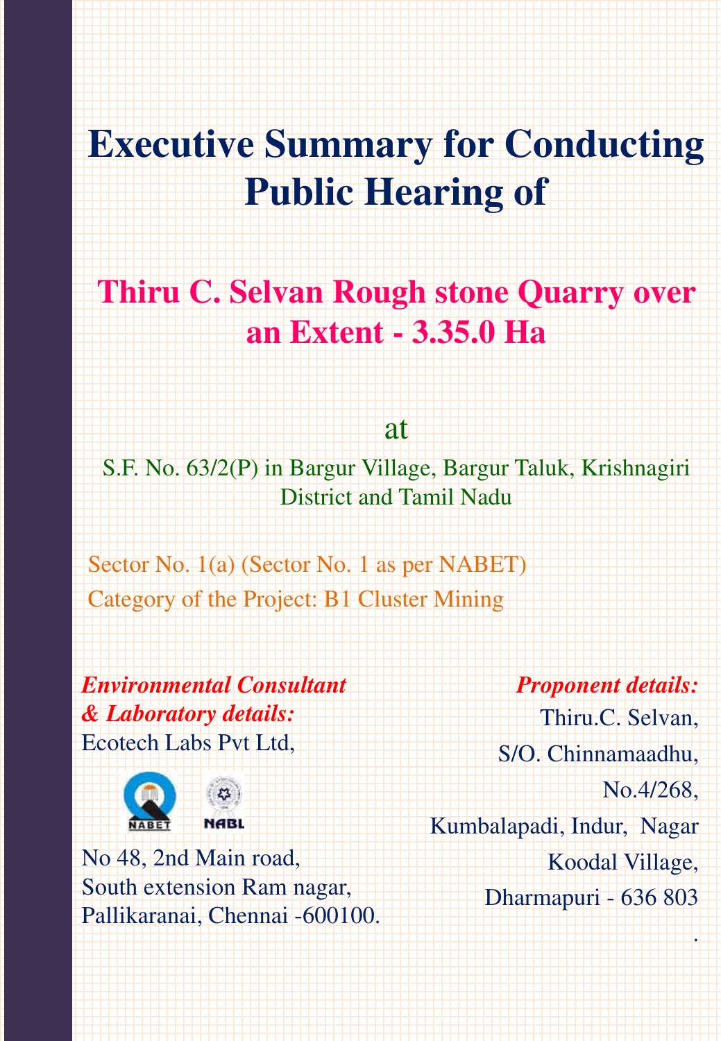# Executive Summary for Conducting Public Hearing of

## Thiru C. Selvan Rough stone Quarry over an Extent - 3.35.0 Ha

at

S.F. No. 63/2(P) in Bargur Village, Bargur Taluk, Krishnagiri District and Tamil Nadu

Sector No. 1(a) (Sector No. 1 as per NABET)

Category of the Project: B1 Cluster Mining

***Environmental Consultant & Laboratory details:***

Ecotech Labs Pvt Ltd,

NABET NABL

No 48, 2nd Main road,
South extension Ram nagar,
Pallikaranai, Chennai -600100.

***Proponent details:***

Thiru.C. Selvan,
S/O. Chinnamaadhu,
No.4/268,
Kumbalapadi, Indur, Nagar
Koodal Village,
Dharmapuri - 636 803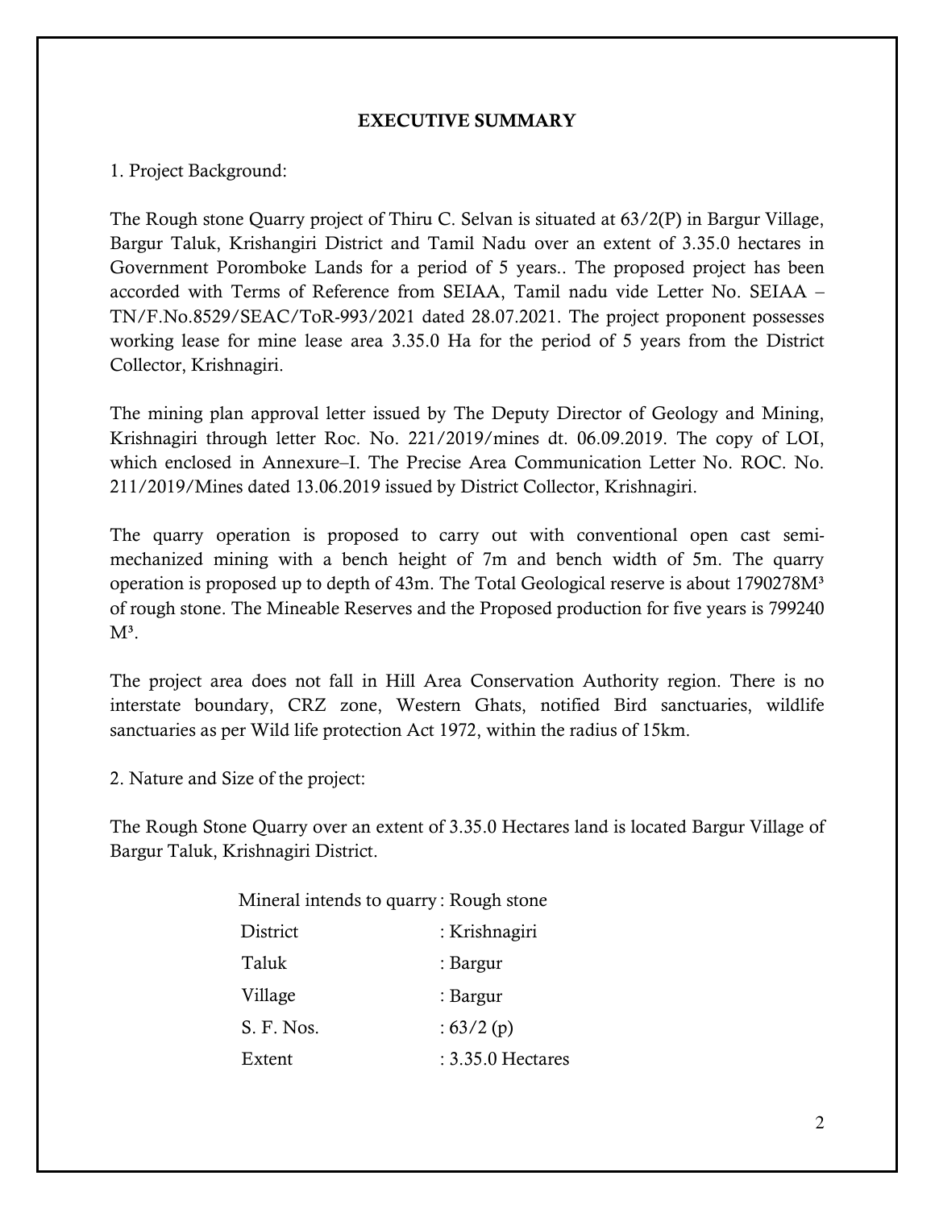## EXECUTIVE SUMMARY

1. Project Background:

The Rough stone Quarry project of Thiru C. Selvan is situated at 63/2(P) in Bargur Village, Bargur Taluk, Krishangiri District and Tamil Nadu over an extent of 3.35.0 hectares in Government Poromboke Lands for a period of 5 years.. The proposed project has been accorded with Terms of Reference from SEIAA, Tamil nadu vide Letter No. SEIAA – TN/F.No.8529/SEAC/ToR-993/2021 dated 28.07.2021. The project proponent possesses working lease for mine lease area 3.35.0 Ha for the period of 5 years from the District Collector, Krishnagiri.

The mining plan approval letter issued by The Deputy Director of Geology and Mining, Krishnagiri through letter Roc. No. 221/2019/mines dt. 06.09.2019. The copy of LOI, which enclosed in Annexure–I. The Precise Area Communication Letter No. ROC. No. 211/2019/Mines dated 13.06.2019 issued by District Collector, Krishnagiri.

The quarry operation is proposed to carry out with conventional open cast semi-mechanized mining with a bench height of 7m and bench width of 5m. The quarry operation is proposed up to depth of 43m. The Total Geological reserve is about 1790278M³ of rough stone. The Mineable Reserves and the Proposed production for five years is 799240 M³.

The project area does not fall in Hill Area Conservation Authority region. There is no interstate boundary, CRZ zone, Western Ghats, notified Bird sanctuaries, wildlife sanctuaries as per Wild life protection Act 1972, within the radius of 15km.

2. Nature and Size of the project:

The Rough Stone Quarry over an extent of 3.35.0 Hectares land is located Bargur Village of Bargur Taluk, Krishnagiri District.

| | |
|---|---|
| Mineral intends to quarry | : Rough stone |
| District | : Krishnagiri |
| Taluk | : Bargur |
| Village | : Bargur |
| S. F. Nos. | : 63/2 (p) |
| Extent | : 3.35.0 Hectares |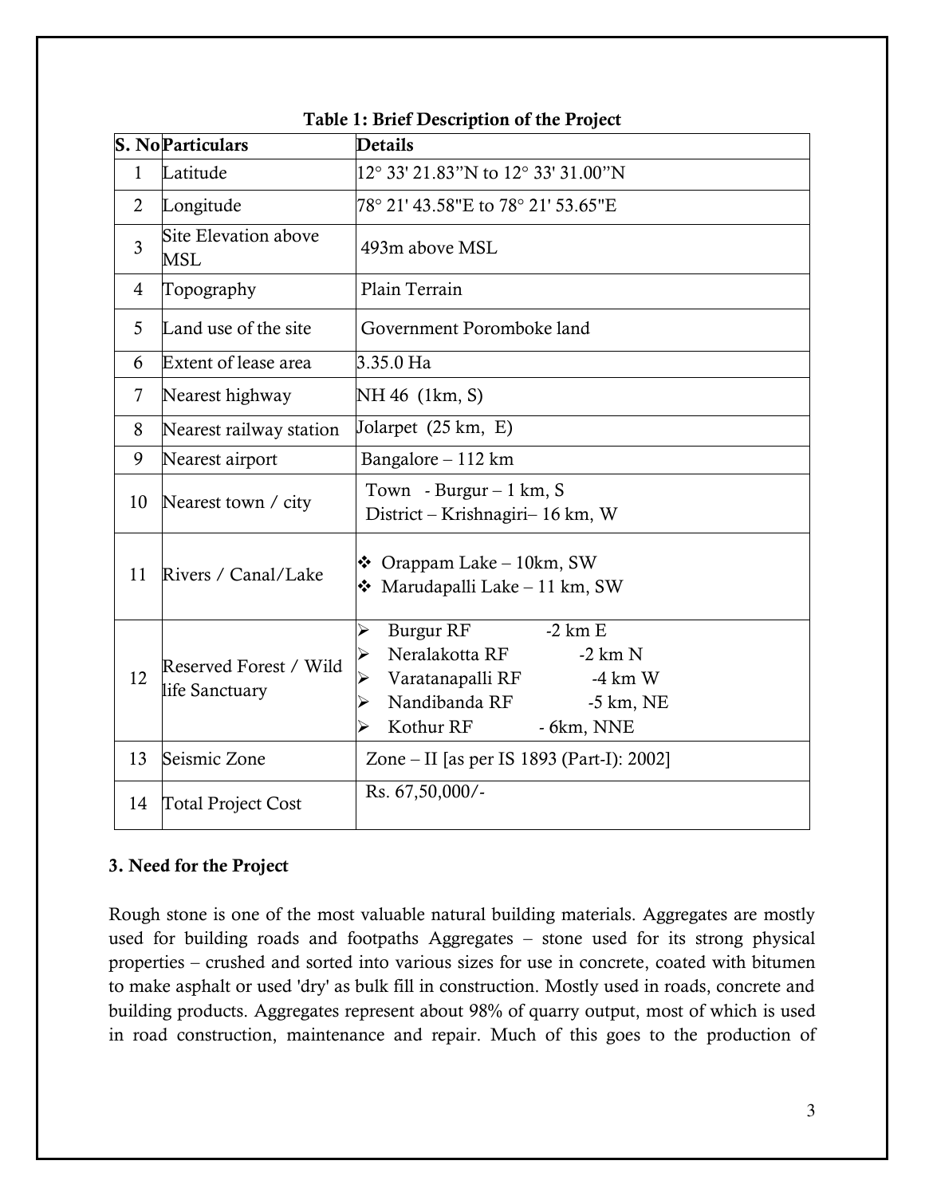**Table 1: Brief Description of the Project**

| S. No | Particulars | Details |
|---|---|---|
| 1 | Latitude | 12° 33' 21.83"N to 12° 33' 31.00"N |
| 2 | Longitude | 78° 21' 43.58"E to 78° 21' 53.65"E |
| 3 | Site Elevation above MSL | 493m above MSL |
| 4 | Topography | Plain Terrain |
| 5 | Land use of the site | Government Poromboke land |
| 6 | Extent of lease area | 3.35.0 Ha |
| 7 | Nearest highway | NH 46 (1km, S) |
| 8 | Nearest railway station | Jolarpet (25 km, E) |
| 9 | Nearest airport | Bangalore – 112 km |
| 10 | Nearest town / city | Town - Burgur – 1 km, S<br>District – Krishnagiri– 16 km, W |
| 11 | Rivers / Canal/Lake | ❖ Orappam Lake – 10km, SW<br>❖ Marudapalli Lake – 11 km, SW |
| 12 | Reserved Forest / Wild life Sanctuary | ➢ Burgur RF -2 km E<br>➢ Neralakotta RF -2 km N<br>➢ Varatanapalli RF -4 km W<br>➢ Nandibanda RF -5 km, NE<br>➢ Kothur RF - 6km, NNE |
| 13 | Seismic Zone | Zone – II [as per IS 1893 (Part-I): 2002] |
| 14 | Total Project Cost | Rs. 67,50,000/- |

### 3. Need for the Project

Rough stone is one of the most valuable natural building materials. Aggregates are mostly used for building roads and footpaths Aggregates – stone used for its strong physical properties – crushed and sorted into various sizes for use in concrete, coated with bitumen to make asphalt or used 'dry' as bulk fill in construction. Mostly used in roads, concrete and building products. Aggregates represent about 98% of quarry output, most of which is used in road construction, maintenance and repair. Much of this goes to the production of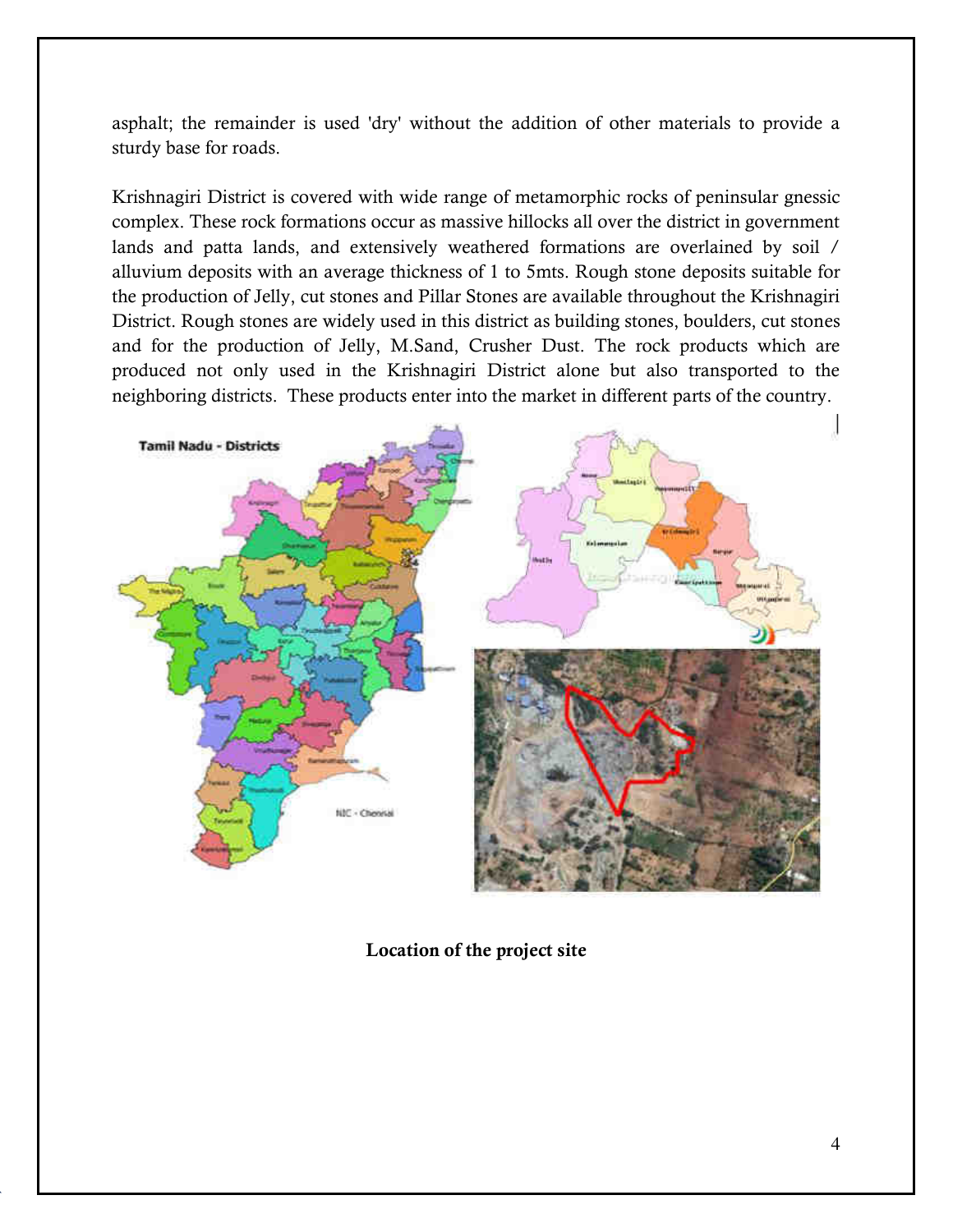asphalt; the remainder is used 'dry' without the addition of other materials to provide a sturdy base for roads.

Krishnagiri District is covered with wide range of metamorphic rocks of peninsular gnessic complex. These rock formations occur as massive hillocks all over the district in government lands and patta lands, and extensively weathered formations are overlained by soil / alluvium deposits with an average thickness of 1 to 5mts. Rough stone deposits suitable for the production of Jelly, cut stones and Pillar Stones are available throughout the Krishnagiri District. Rough stones are widely used in this district as building stones, boulders, cut stones and for the production of Jelly, M.Sand, Crusher Dust. The rock products which are produced not only used in the Krishnagiri District alone but also transported to the neighboring districts. These products enter into the market in different parts of the country.

**Location of the project site**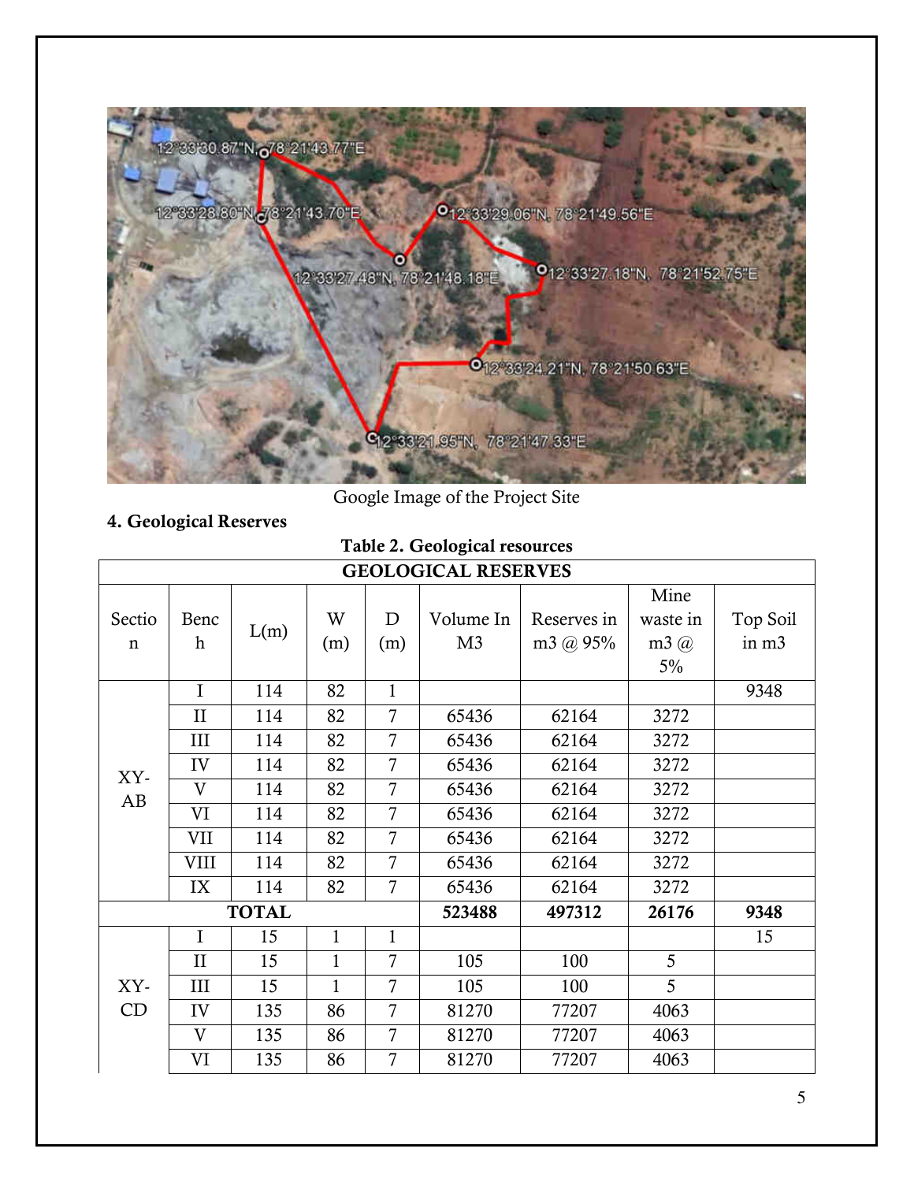Google Image of the Project Site

### 4. Geological Reserves

**Table 2. Geological resources**

| GEOLOGICAL RESERVES | | | | | | | | |
|---|---|---|---|---|---|---|---|---|
| Section | Bench | L(m) | W (m) | D (m) | Volume In M3 | Reserves in m3 @ 95% | Mine waste in m3 @ 5% | Top Soil in m3 |
| XY-AB | I | 114 | 82 | 1 | | | | 9348 |
| | II | 114 | 82 | 7 | 65436 | 62164 | 3272 | |
| | III | 114 | 82 | 7 | 65436 | 62164 | 3272 | |
| | IV | 114 | 82 | 7 | 65436 | 62164 | 3272 | |
| | V | 114 | 82 | 7 | 65436 | 62164 | 3272 | |
| | VI | 114 | 82 | 7 | 65436 | 62164 | 3272 | |
| | VII | 114 | 82 | 7 | 65436 | 62164 | 3272 | |
| | VIII | 114 | 82 | 7 | 65436 | 62164 | 3272 | |
| | IX | 114 | 82 | 7 | 65436 | 62164 | 3272 | |
| **TOTAL** | | | | | **523488** | **497312** | **26176** | **9348** |
| XY-CD | I | 15 | 1 | 1 | | | | 15 |
| | II | 15 | 1 | 7 | 105 | 100 | 5 | |
| | III | 15 | 1 | 7 | 105 | 100 | 5 | |
| | IV | 135 | 86 | 7 | 81270 | 77207 | 4063 | |
| | V | 135 | 86 | 7 | 81270 | 77207 | 4063 | |
| | VI | 135 | 86 | 7 | 81270 | 77207 | 4063 | |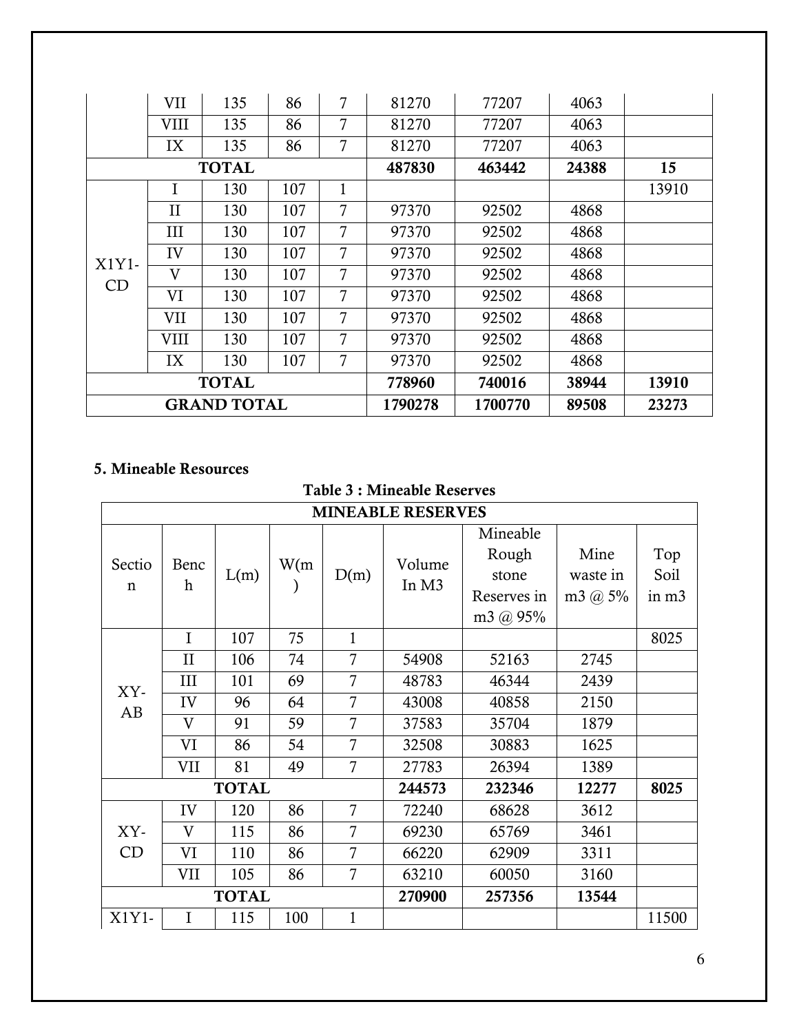| | VII | 135 | 86 | 7 | 81270 | 77207 | 4063 | |
|---|---|---|---|---|---|---|---|---|
| | VIII | 135 | 86 | 7 | 81270 | 77207 | 4063 | |
| | IX | 135 | 86 | 7 | 81270 | 77207 | 4063 | |
| **TOTAL** | | | | | **487830** | **463442** | **24388** | **15** |
| X1Y1-CD | I | 130 | 107 | 1 | | | | 13910 |
| | II | 130 | 107 | 7 | 97370 | 92502 | 4868 | |
| | III | 130 | 107 | 7 | 97370 | 92502 | 4868 | |
| | IV | 130 | 107 | 7 | 97370 | 92502 | 4868 | |
| | V | 130 | 107 | 7 | 97370 | 92502 | 4868 | |
| | VI | 130 | 107 | 7 | 97370 | 92502 | 4868 | |
| | VII | 130 | 107 | 7 | 97370 | 92502 | 4868 | |
| | VIII | 130 | 107 | 7 | 97370 | 92502 | 4868 | |
| | IX | 130 | 107 | 7 | 97370 | 92502 | 4868 | |
| **TOTAL** | | | | | **778960** | **740016** | **38944** | **13910** |
| **GRAND TOTAL** | | | | | **1790278** | **1700770** | **89508** | **23273** |

**5. Mineable Resources**

**Table 3 : Mineable Reserves**

| **MINEABLE RESERVES** | | | | | | | | |
|---|---|---|---|---|---|---|---|---|
| Section | Bench | L(m) | W(m) | D(m) | Volume In M3 | Mineable Rough stone Reserves in m3 @ 95% | Mine waste in m3 @ 5% | Top Soil in m3 |
| XY-AB | I | 107 | 75 | 1 | | | | 8025 |
| | II | 106 | 74 | 7 | 54908 | 52163 | 2745 | |
| | III | 101 | 69 | 7 | 48783 | 46344 | 2439 | |
| | IV | 96 | 64 | 7 | 43008 | 40858 | 2150 | |
| | V | 91 | 59 | 7 | 37583 | 35704 | 1879 | |
| | VI | 86 | 54 | 7 | 32508 | 30883 | 1625 | |
| | VII | 81 | 49 | 7 | 27783 | 26394 | 1389 | |
| **TOTAL** | | | | | **244573** | **232346** | **12277** | **8025** |
| XY-CD | IV | 120 | 86 | 7 | 72240 | 68628 | 3612 | |
| | V | 115 | 86 | 7 | 69230 | 65769 | 3461 | |
| | VI | 110 | 86 | 7 | 66220 | 62909 | 3311 | |
| | VII | 105 | 86 | 7 | 63210 | 60050 | 3160 | |
| **TOTAL** | | | | | **270900** | **257356** | **13544** | |
| X1Y1- | I | 115 | 100 | 1 | | | | 11500 |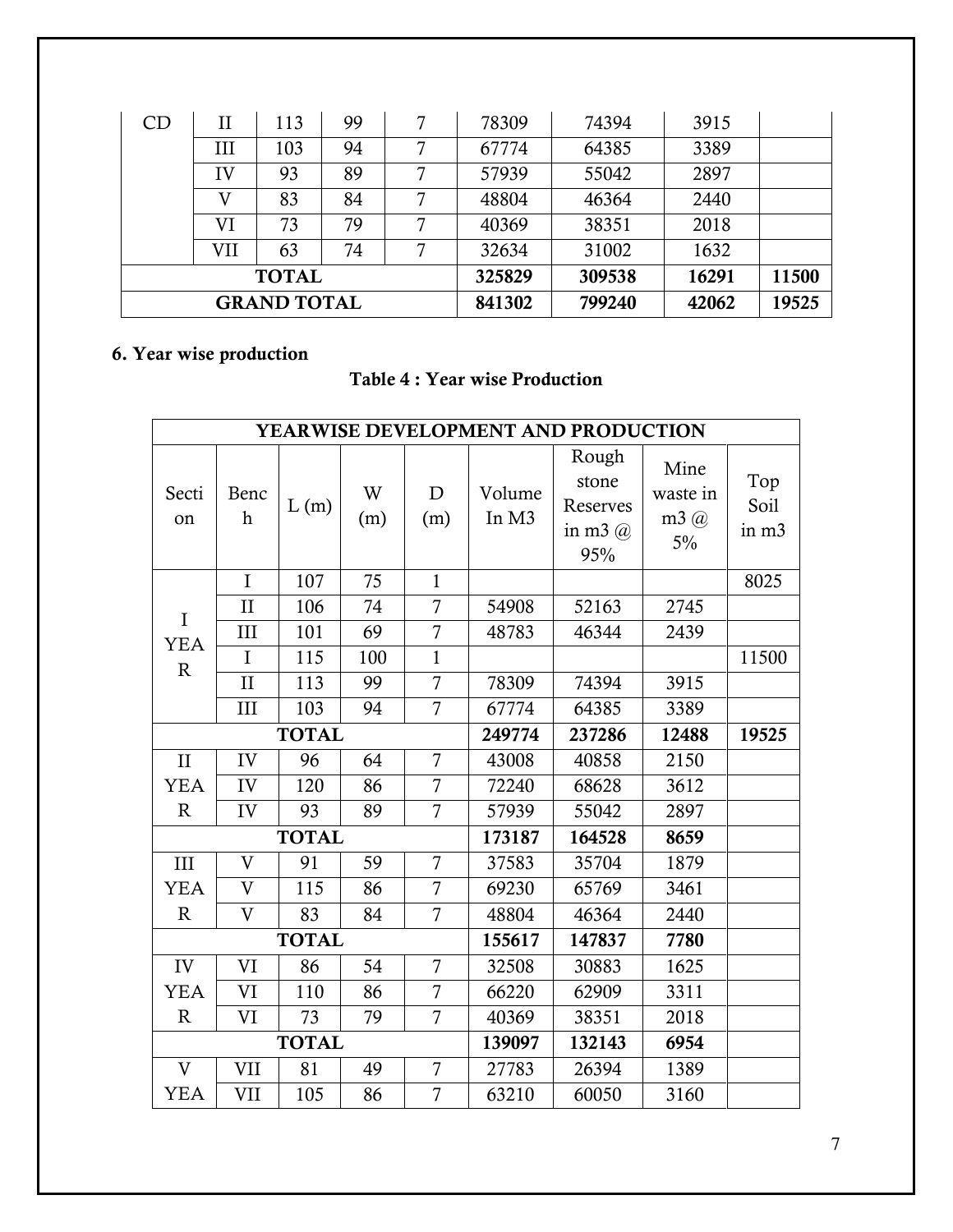| | | | | | | | | |
|---|---|---|---|---|---|---|---|---|
| CD | II | 113 | 99 | 7 | 78309 | 74394 | 3915 | |
| | III | 103 | 94 | 7 | 67774 | 64385 | 3389 | |
| | IV | 93 | 89 | 7 | 57939 | 55042 | 2897 | |
| | V | 83 | 84 | 7 | 48804 | 46364 | 2440 | |
| | VI | 73 | 79 | 7 | 40369 | 38351 | 2018 | |
| | VII | 63 | 74 | 7 | 32634 | 31002 | 1632 | |
| **TOTAL** | | | | | **325829** | **309538** | **16291** | **11500** |
| **GRAND TOTAL** | | | | | **841302** | **799240** | **42062** | **19525** |

## 6. Year wise production

**Table 4 : Year wise Production**

| **YEARWISE DEVELOPMENT AND PRODUCTION** | | | | | | | | |
|---|---|---|---|---|---|---|---|---|
| Section | Bench | L (m) | W (m) | D (m) | Volume In M3 | Rough stone Reserves in m3 @ 95% | Mine waste in m3 @ 5% | Top Soil in m3 |
| I YEAR | I | 107 | 75 | 1 | | | | 8025 |
| | II | 106 | 74 | 7 | 54908 | 52163 | 2745 | |
| | III | 101 | 69 | 7 | 48783 | 46344 | 2439 | |
| | I | 115 | 100 | 1 | | | | 11500 |
| | II | 113 | 99 | 7 | 78309 | 74394 | 3915 | |
| | III | 103 | 94 | 7 | 67774 | 64385 | 3389 | |
| **TOTAL** | | | | | **249774** | **237286** | **12488** | **19525** |
| II YEAR | IV | 96 | 64 | 7 | 43008 | 40858 | 2150 | |
| | IV | 120 | 86 | 7 | 72240 | 68628 | 3612 | |
| | IV | 93 | 89 | 7 | 57939 | 55042 | 2897 | |
| **TOTAL** | | | | | **173187** | **164528** | **8659** | |
| III YEAR | V | 91 | 59 | 7 | 37583 | 35704 | 1879 | |
| | V | 115 | 86 | 7 | 69230 | 65769 | 3461 | |
| | V | 83 | 84 | 7 | 48804 | 46364 | 2440 | |
| **TOTAL** | | | | | **155617** | **147837** | **7780** | |
| IV YEAR | VI | 86 | 54 | 7 | 32508 | 30883 | 1625 | |
| | VI | 110 | 86 | 7 | 66220 | 62909 | 3311 | |
| | VI | 73 | 79 | 7 | 40369 | 38351 | 2018 | |
| **TOTAL** | | | | | **139097** | **132143** | **6954** | |
| V YEAR | VII | 81 | 49 | 7 | 27783 | 26394 | 1389 | |
| | VII | 105 | 86 | 7 | 63210 | 60050 | 3160 | |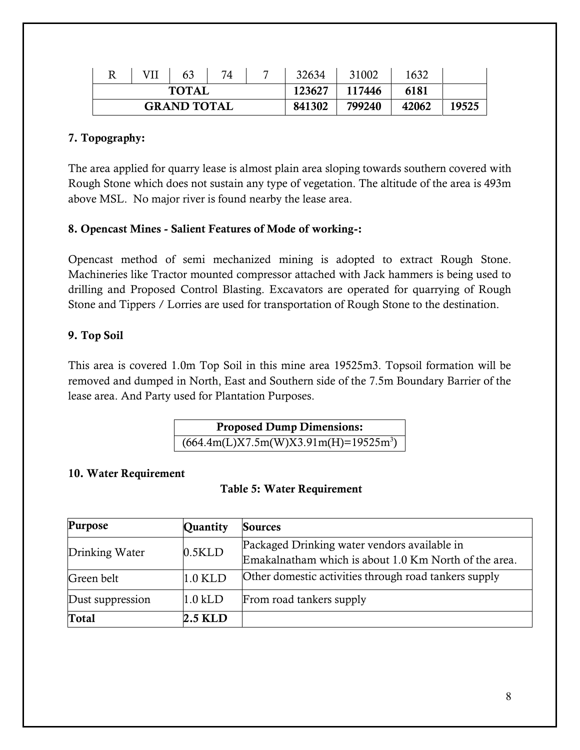| R | VII | 63 | 74 | 7 | 32634 | 31002 | 1632 | |
|---|---|---|---|---|---|---|---|---|
| **TOTAL** | | | | | **123627** | **117446** | **6181** | |
| **GRAND TOTAL** | | | | | **841302** | **799240** | **42062** | **19525** |

**7. Topography:**

The area applied for quarry lease is almost plain area sloping towards southern covered with Rough Stone which does not sustain any type of vegetation. The altitude of the area is 493m above MSL. No major river is found nearby the lease area.

**8. Opencast Mines - Salient Features of Mode of working-:**

Opencast method of semi mechanized mining is adopted to extract Rough Stone. Machineries like Tractor mounted compressor attached with Jack hammers is being used to drilling and Proposed Control Blasting. Excavators are operated for quarrying of Rough Stone and Tippers / Lorries are used for transportation of Rough Stone to the destination.

**9. Top Soil**

This area is covered 1.0m Top Soil in this mine area 19525m3. Topsoil formation will be removed and dumped in North, East and Southern side of the 7.5m Boundary Barrier of the lease area. And Party used for Plantation Purposes.

| **Proposed Dump Dimensions:** |
|---|
| (664.4m(L)X7.5m(W)X3.91m(H)=19525m$^3$) |

**10. Water Requirement**

**Table 5: Water Requirement**

| Purpose | Quantity | Sources |
|---|---|---|
| Drinking Water | 0.5KLD | Packaged Drinking water vendors available in Emakalnatham which is about 1.0 Km North of the area. |
| Green belt | 1.0 KLD | Other domestic activities through road tankers supply |
| Dust suppression | 1.0 kLD | From road tankers supply |
| **Total** | **2.5 KLD** | |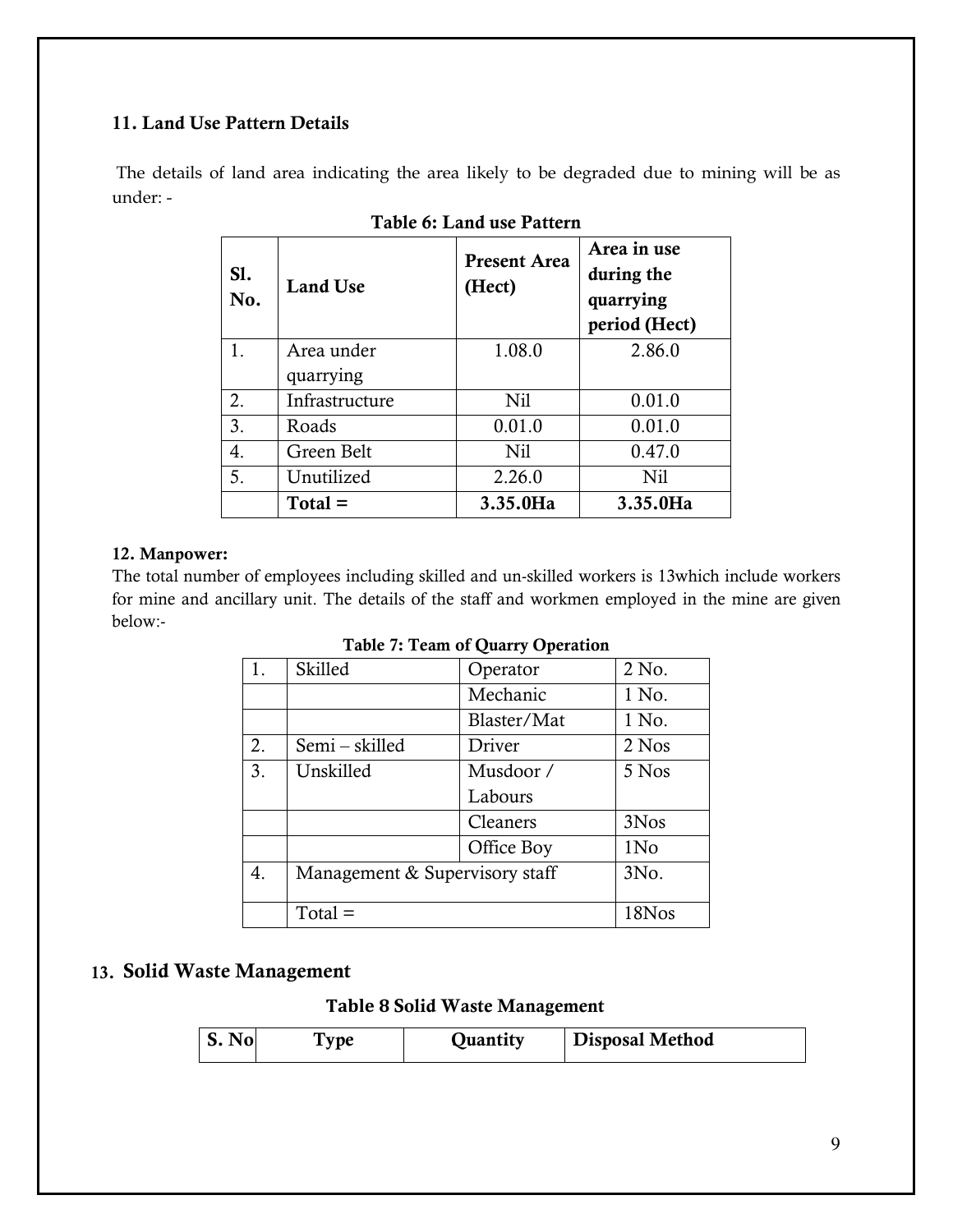### 11. Land Use Pattern Details

The details of land area indicating the area likely to be degraded due to mining will be as under: -

**Table 6: Land use Pattern**

| Sl. No. | Land Use | Present Area (Hect) | Area in use during the quarrying period (Hect) |
|---|---|---|---|
| 1. | Area under quarrying | 1.08.0 | 2.86.0 |
| 2. | Infrastructure | Nil | 0.01.0 |
| 3. | Roads | 0.01.0 | 0.01.0 |
| 4. | Green Belt | Nil | 0.47.0 |
| 5. | Unutilized | 2.26.0 | Nil |
| | **Total =** | **3.35.0Ha** | **3.35.0Ha** |

### 12. Manpower:

The total number of employees including skilled and un-skilled workers is 13which include workers for mine and ancillary unit. The details of the staff and workmen employed in the mine are given below:-

**Table 7: Team of Quarry Operation**

| | | | |
|---|---|---|---|
| 1. | Skilled | Operator | 2 No. |
| | | Mechanic | 1 No. |
| | | Blaster/Mat | 1 No. |
| 2. | Semi – skilled | Driver | 2 Nos |
| 3. | Unskilled | Musdoor / Labours | 5 Nos |
| | | Cleaners | 3Nos |
| | | Office Boy | 1No |
| 4. | Management & Supervisory staff | | 3No. |
| | Total = | | 18Nos |

## 13. Solid Waste Management

**Table 8 Solid Waste Management**

| S. No | Type | Quantity | Disposal Method |
|---|---|---|---|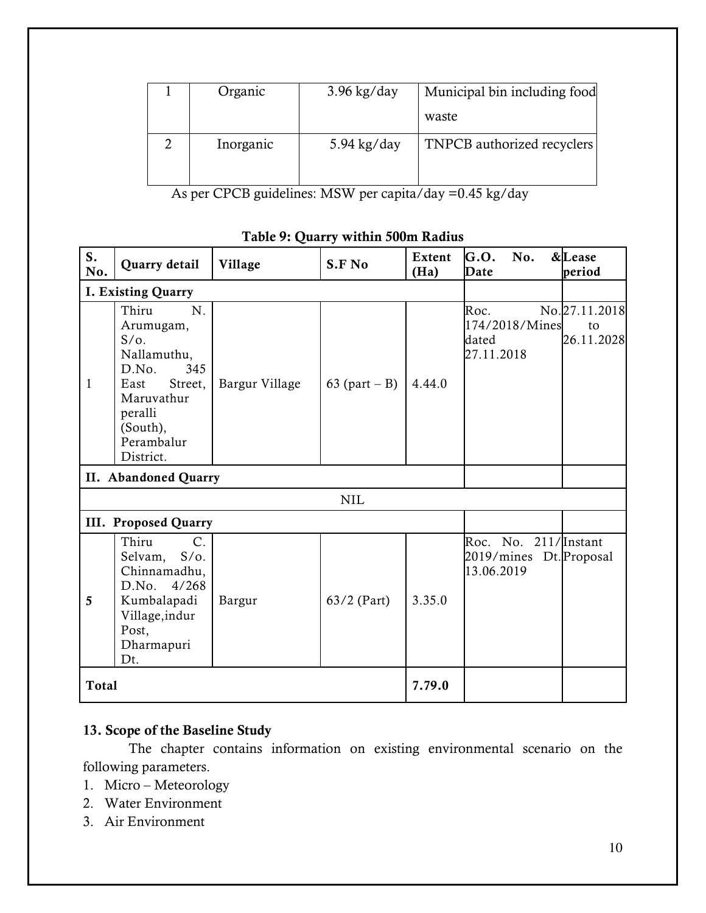| 1 | Organic | 3.96 kg/day | Municipal bin including food waste |
|---|---|---|---|
| 2 | Inorganic | 5.94 kg/day | TNPCB authorized recyclers |

As per CPCB guidelines: MSW per capita/day =0.45 kg/day

**Table 9: Quarry within 500m Radius**

| S. No. | Quarry detail | Village | S.F No | Extent (Ha) | G.O. No. & Date | Lease period |
|---|---|---|---|---|---|---|
| **I. Existing Quarry** | | | | | | |
| 1 | Thiru N. Arumugam, S/o. Nallamuthu, D.No. 345 East Street, Maruvathur peralli (South), Perambalur District. | Bargur Village | 63 (part – B) | 4.44.0 | Roc. No. 174/2018/Mines dated 27.11.2018 | 27.11.2018 to 26.11.2028 |
| **II. Abandoned Quarry** | | | | | | |
| NIL | | | | | | |
| **III. Proposed Quarry** | | | | | | |
| **5** | Thiru C. Selvam, S/o. Chinnamadhu, D.No. 4/268 Kumbalapadi Village,indur Post, Dharmapuri Dt. | Bargur | 63/2 (Part) | 3.35.0 | Roc. No. 211/2019/mines Dt. 13.06.2019 | Instant Proposal |
| **Total** | | | | **7.79.0** | | |

### 13. Scope of the Baseline Study

The chapter contains information on existing environmental scenario on the following parameters.

1. Micro – Meteorology
2. Water Environment
3. Air Environment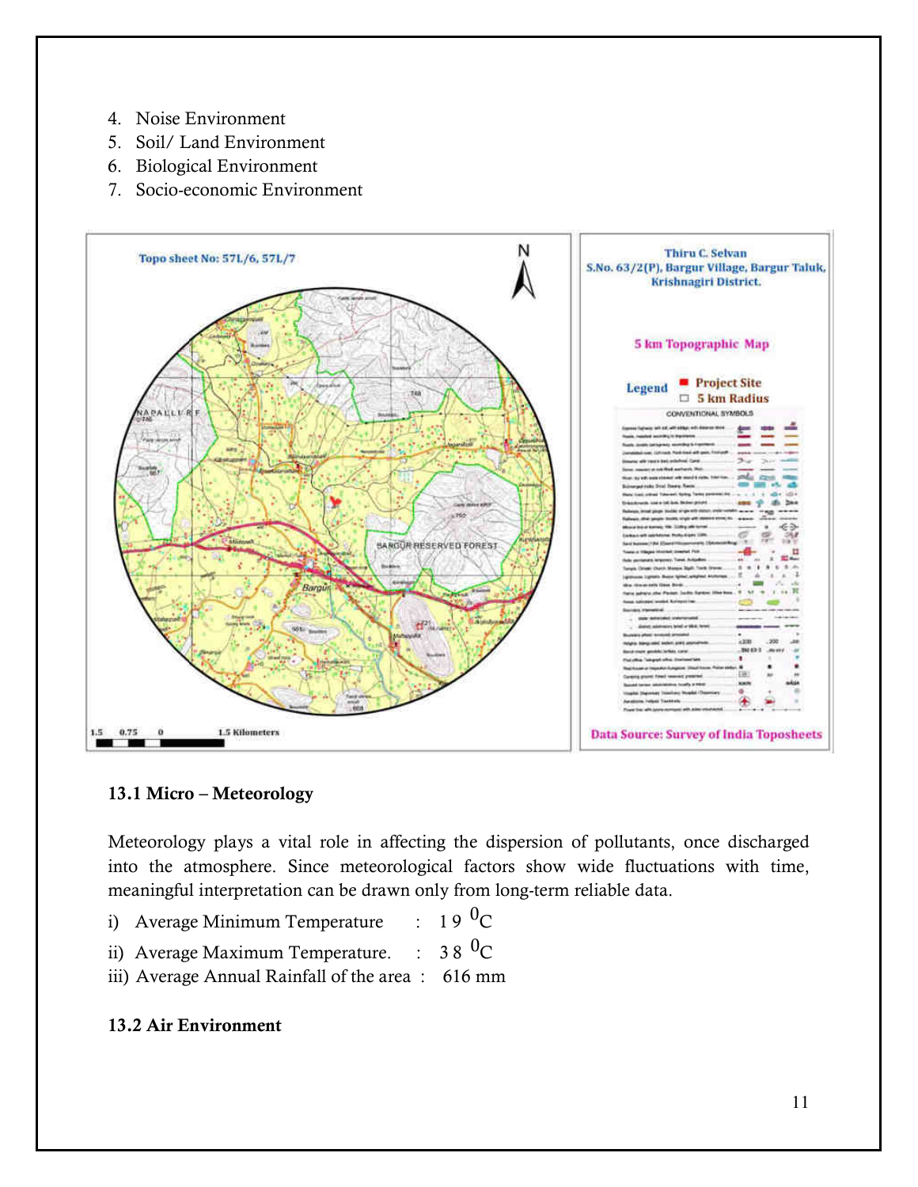4. Noise Environment
5. Soil/ Land Environment
6. Biological Environment
7. Socio-economic Environment

### 13.1 Micro – Meteorology

Meteorology plays a vital role in affecting the dispersion of pollutants, once discharged into the atmosphere. Since meteorological factors show wide fluctuations with time, meaningful interpretation can be drawn only from long-term reliable data.

i) Average Minimum Temperature : 19 $^0$C

ii) Average Maximum Temperature. : 38 $^0$C

iii) Average Annual Rainfall of the area : 616 mm

### 13.2 Air Environment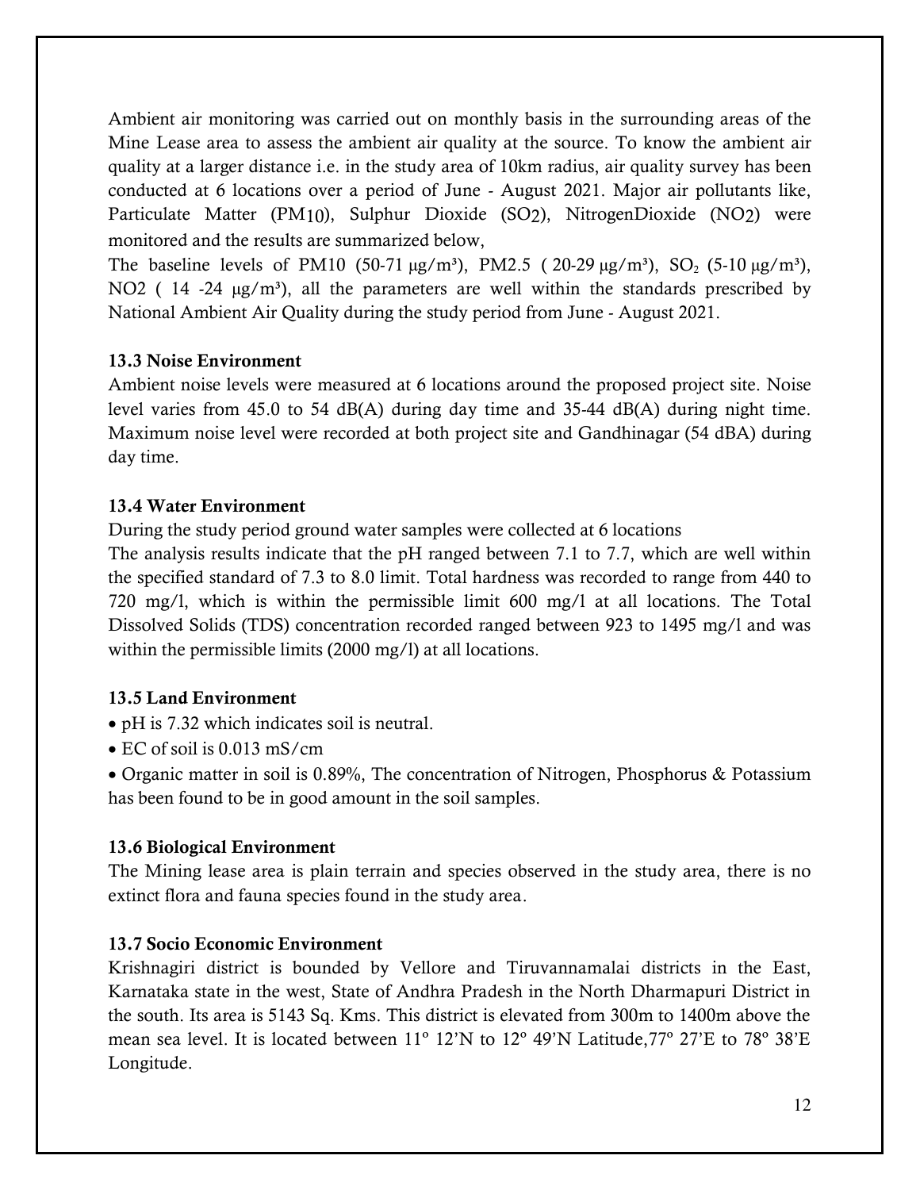Ambient air monitoring was carried out on monthly basis in the surrounding areas of the Mine Lease area to assess the ambient air quality at the source. To know the ambient air quality at a larger distance i.e. in the study area of 10km radius, air quality survey has been conducted at 6 locations over a period of June - August 2021. Major air pollutants like, Particulate Matter ($PM_{10}$), Sulphur Dioxide ($SO_2$), NitrogenDioxide ($NO_2$) were monitored and the results are summarized below,

The baseline levels of PM10 (50-71 μg/m³), PM2.5 ( 20-29 μg/m³), $SO_2$ (5-10 μg/m³), NO2 ( 14 -24 μg/m³), all the parameters are well within the standards prescribed by National Ambient Air Quality during the study period from June - August 2021.

### 13.3 Noise Environment

Ambient noise levels were measured at 6 locations around the proposed project site. Noise level varies from 45.0 to 54 dB(A) during day time and 35-44 dB(A) during night time. Maximum noise level were recorded at both project site and Gandhinagar (54 dBA) during day time.

### 13.4 Water Environment

During the study period ground water samples were collected at 6 locations

The analysis results indicate that the pH ranged between 7.1 to 7.7, which are well within the specified standard of 7.3 to 8.0 limit. Total hardness was recorded to range from 440 to 720 mg/l, which is within the permissible limit 600 mg/l at all locations. The Total Dissolved Solids (TDS) concentration recorded ranged between 923 to 1495 mg/l and was within the permissible limits (2000 mg/l) at all locations.

### 13.5 Land Environment

- pH is 7.32 which indicates soil is neutral.
- EC of soil is 0.013 mS/cm
- Organic matter in soil is 0.89%, The concentration of Nitrogen, Phosphorus & Potassium has been found to be in good amount in the soil samples.

### 13.6 Biological Environment

The Mining lease area is plain terrain and species observed in the study area, there is no extinct flora and fauna species found in the study area.

### 13.7 Socio Economic Environment

Krishnagiri district is bounded by Vellore and Tiruvannamalai districts in the East, Karnataka state in the west, State of Andhra Pradesh in the North Dharmapuri District in the south. Its area is 5143 Sq. Kms. This district is elevated from 300m to 1400m above the mean sea level. It is located between 11º 12'N to 12º 49'N Latitude,77º 27'E to 78º 38'E Longitude.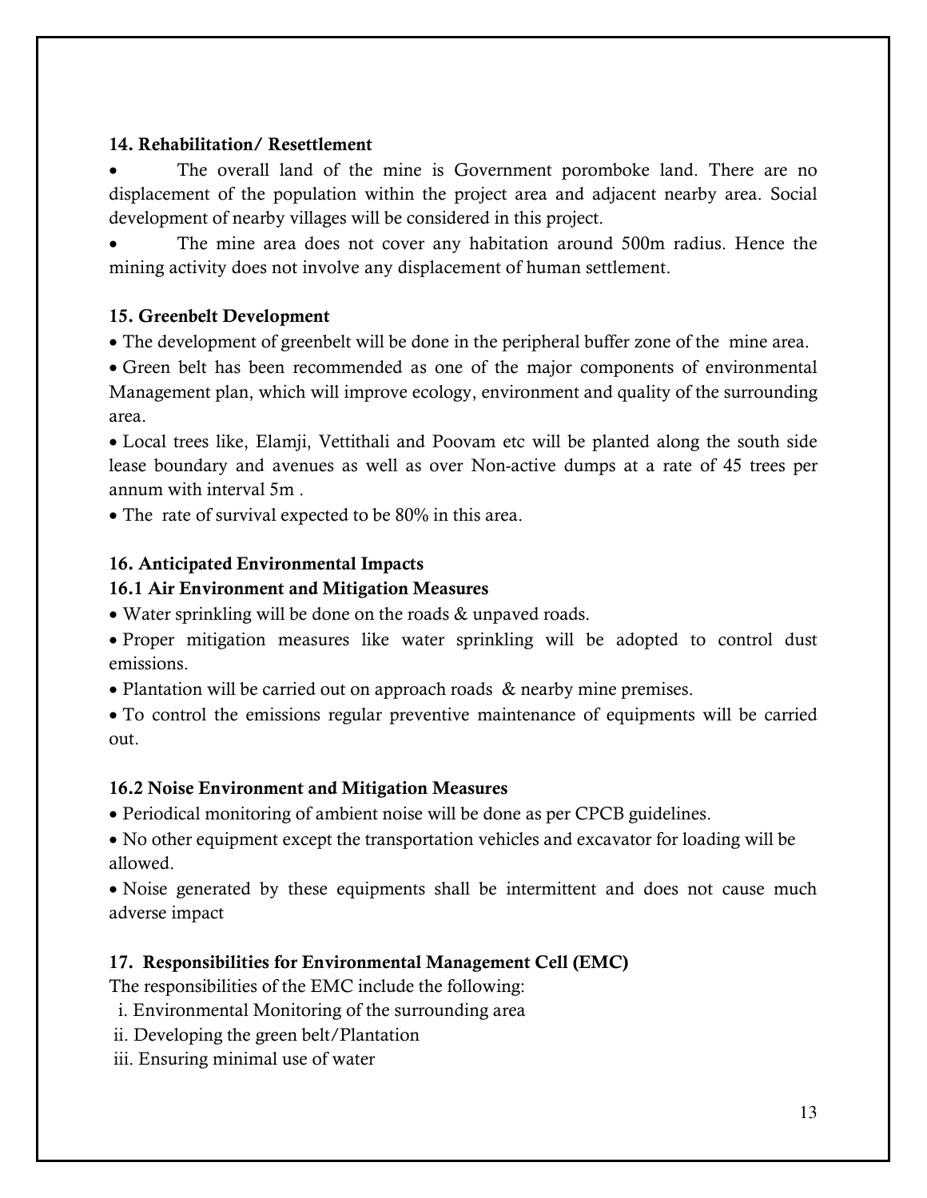### 14. Rehabilitation/ Resettlement

- The overall land of the mine is Government poromboke land. There are no displacement of the population within the project area and adjacent nearby area. Social development of nearby villages will be considered in this project.
- The mine area does not cover any habitation around 500m radius. Hence the mining activity does not involve any displacement of human settlement.

### 15. Greenbelt Development

- The development of greenbelt will be done in the peripheral buffer zone of the mine area.
- Green belt has been recommended as one of the major components of environmental Management plan, which will improve ecology, environment and quality of the surrounding area.
- Local trees like, Elamji, Vettithali and Poovam etc will be planted along the south side lease boundary and avenues as well as over Non-active dumps at a rate of 45 trees per annum with interval 5m .
- The rate of survival expected to be 80% in this area.

### 16. Anticipated Environmental Impacts

#### 16.1 Air Environment and Mitigation Measures

- Water sprinkling will be done on the roads & unpaved roads.
- Proper mitigation measures like water sprinkling will be adopted to control dust emissions.
- Plantation will be carried out on approach roads & nearby mine premises.
- To control the emissions regular preventive maintenance of equipments will be carried out.

#### 16.2 Noise Environment and Mitigation Measures

- Periodical monitoring of ambient noise will be done as per CPCB guidelines.
- No other equipment except the transportation vehicles and excavator for loading will be allowed.
- Noise generated by these equipments shall be intermittent and does not cause much adverse impact

### 17. Responsibilities for Environmental Management Cell (EMC)

The responsibilities of the EMC include the following:

i. Environmental Monitoring of the surrounding area
ii. Developing the green belt/Plantation
iii. Ensuring minimal use of water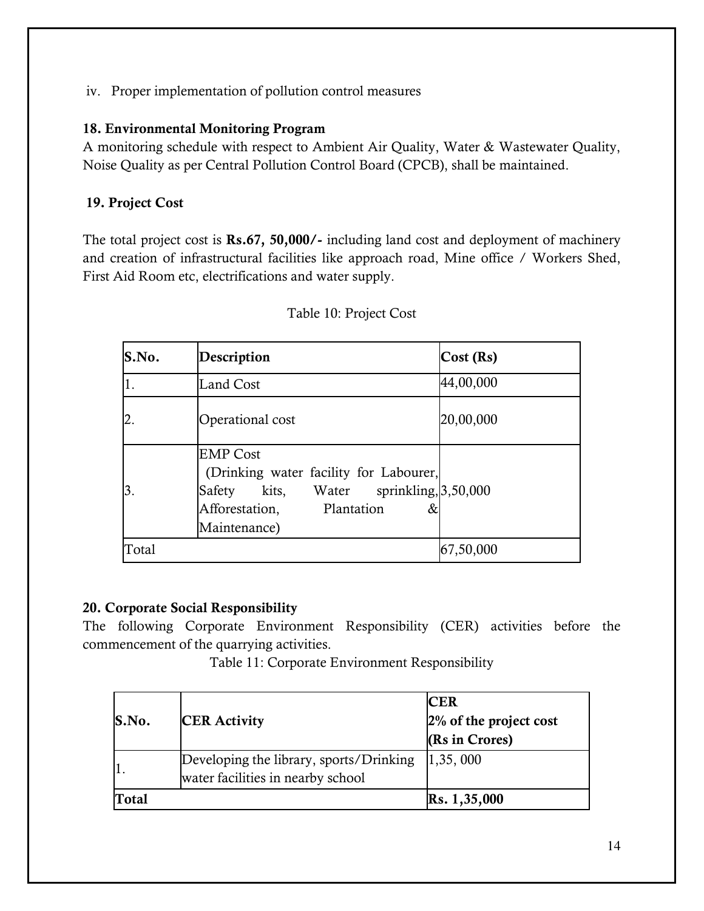iv. Proper implementation of pollution control measures

**18. Environmental Monitoring Program**

A monitoring schedule with respect to Ambient Air Quality, Water & Wastewater Quality, Noise Quality as per Central Pollution Control Board (CPCB), shall be maintained.

**19. Project Cost**

The total project cost is **Rs.67, 50,000/-** including land cost and deployment of machinery and creation of infrastructural facilities like approach road, Mine office / Workers Shed, First Aid Room etc, electrifications and water supply.

Table 10: Project Cost

| S.No. | Description | Cost (Rs) |
|---|---|---|
| 1. | Land Cost | 44,00,000 |
| 2. | Operational cost | 20,00,000 |
| 3. | EMP Cost (Drinking water facility for Labourer, Safety kits, Water sprinkling, Afforestation, Plantation & Maintenance) | 3,50,000 |
| Total | | 67,50,000 |

**20. Corporate Social Responsibility**

The following Corporate Environment Responsibility (CER) activities before the commencement of the quarrying activities.

Table 11: Corporate Environment Responsibility

| S.No. | CER Activity | CER 2% of the project cost (Rs in Crores) |
|---|---|---|
| 1. | Developing the library, sports/Drinking water facilities in nearby school | 1,35, 000 |
| **Total** | | **Rs. 1,35,000** |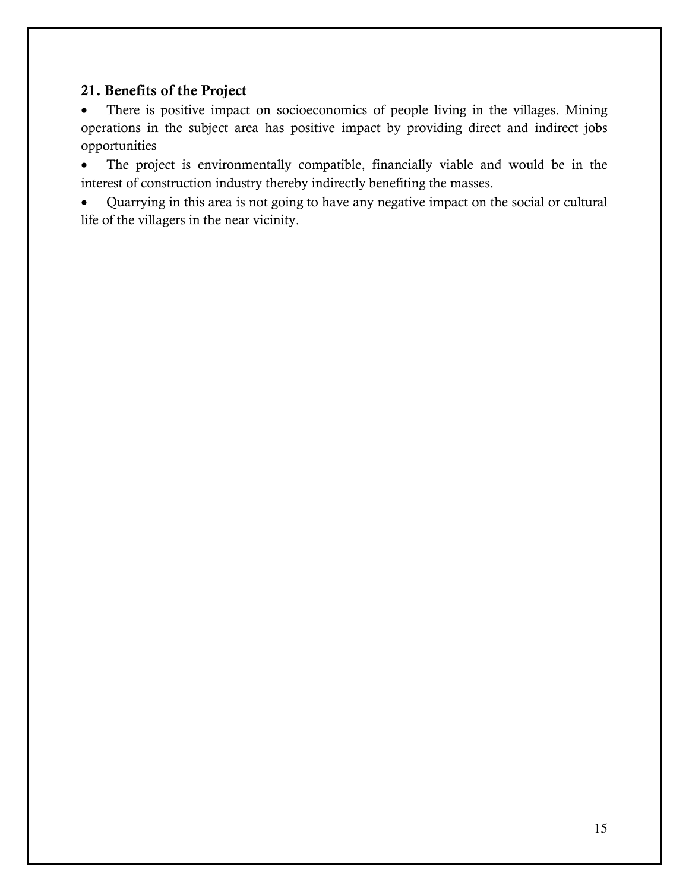## 21. Benefits of the Project

- There is positive impact on socioeconomics of people living in the villages. Mining operations in the subject area has positive impact by providing direct and indirect jobs opportunities
- The project is environmentally compatible, financially viable and would be in the interest of construction industry thereby indirectly benefiting the masses.
- Quarrying in this area is not going to have any negative impact on the social or cultural life of the villagers in the near vicinity.